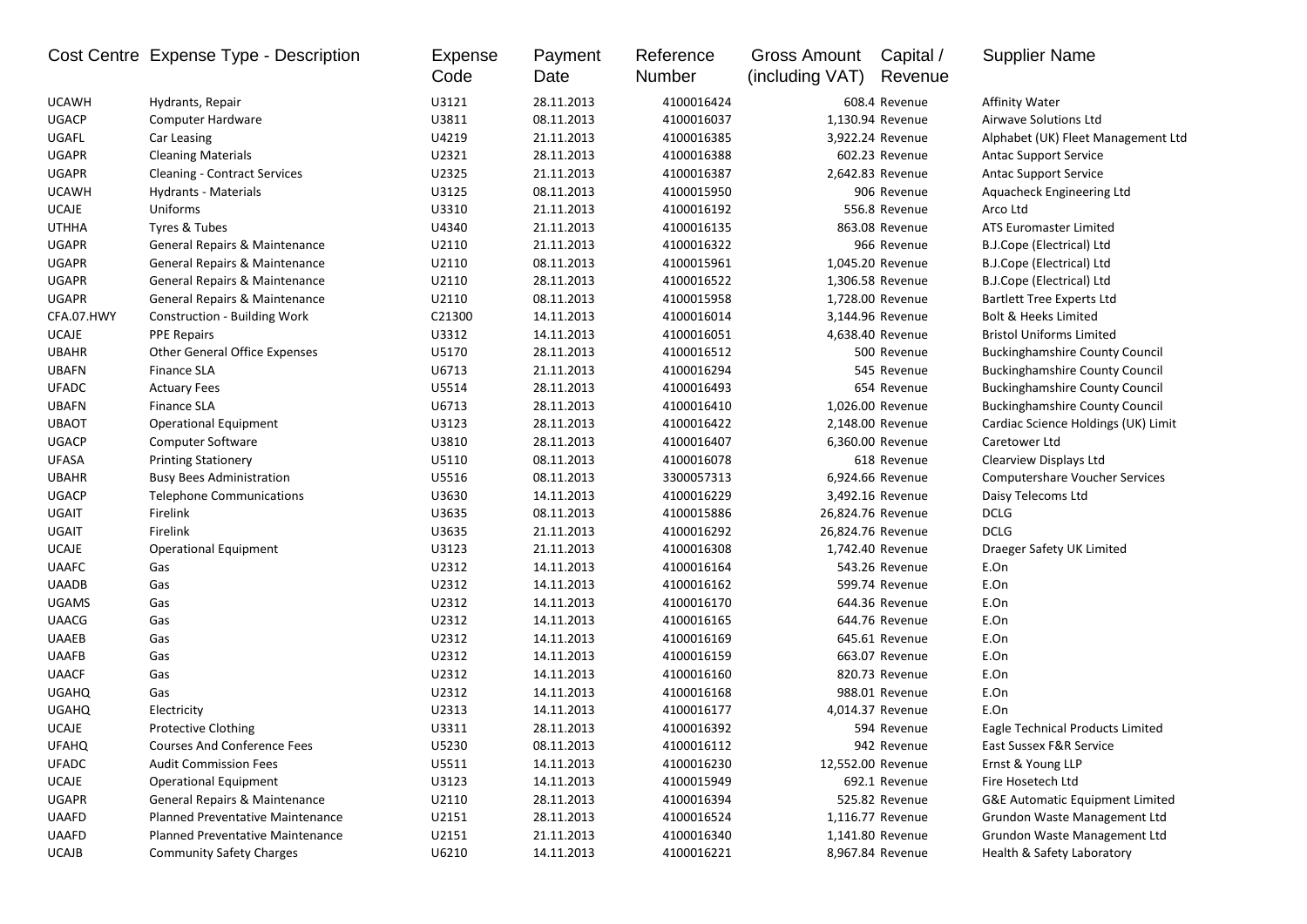| Cost Centre | Expense Type - Description | Expense Code | Payment Date | Reference Number | Gross Amount (including VAT) | Capital / Revenue | Supplier Name |
|---|---|---|---|---|---|---|---|
| UCAWH | Hydrants, Repair | U3121 | 28.11.2013 | 4100016424 | 608.4 | Revenue | Affinity Water |
| UGACP | Computer Hardware | U3811 | 08.11.2013 | 4100016037 | 1,130.94 | Revenue | Airwave Solutions Ltd |
| UGAFL | Car Leasing | U4219 | 21.11.2013 | 4100016385 | 3,922.24 | Revenue | Alphabet (UK) Fleet Management Ltd |
| UGAPR | Cleaning Materials | U2321 | 28.11.2013 | 4100016388 | 602.23 | Revenue | Antac Support Service |
| UGAPR | Cleaning - Contract Services | U2325 | 21.11.2013 | 4100016387 | 2,642.83 | Revenue | Antac Support Service |
| UCAWH | Hydrants - Materials | U3125 | 08.11.2013 | 4100015950 | 906 | Revenue | Aquacheck Engineering Ltd |
| UCAJE | Uniforms | U3310 | 21.11.2013 | 4100016192 | 556.8 | Revenue | Arco Ltd |
| UTHHA | Tyres & Tubes | U4340 | 21.11.2013 | 4100016135 | 863.08 | Revenue | ATS Euromaster Limited |
| UGAPR | General Repairs & Maintenance | U2110 | 21.11.2013 | 4100016322 | 966 | Revenue | B.J.Cope (Electrical) Ltd |
| UGAPR | General Repairs & Maintenance | U2110 | 08.11.2013 | 4100015961 | 1,045.20 | Revenue | B.J.Cope (Electrical) Ltd |
| UGAPR | General Repairs & Maintenance | U2110 | 28.11.2013 | 4100016522 | 1,306.58 | Revenue | B.J.Cope (Electrical) Ltd |
| UGAPR | General Repairs & Maintenance | U2110 | 08.11.2013 | 4100015958 | 1,728.00 | Revenue | Bartlett Tree Experts Ltd |
| CFA.07.HWY | Construction - Building Work | C21300 | 14.11.2013 | 4100016014 | 3,144.96 | Revenue | Bolt & Heeks Limited |
| UCAJE | PPE Repairs | U3312 | 14.11.2013 | 4100016051 | 4,638.40 | Revenue | Bristol Uniforms Limited |
| UBAHR | Other General Office Expenses | U5170 | 28.11.2013 | 4100016512 | 500 | Revenue | Buckinghamshire County Council |
| UBAFN | Finance SLA | U6713 | 21.11.2013 | 4100016294 | 545 | Revenue | Buckinghamshire County Council |
| UFADC | Actuary Fees | U5514 | 28.11.2013 | 4100016493 | 654 | Revenue | Buckinghamshire County Council |
| UBAFN | Finance SLA | U6713 | 28.11.2013 | 4100016410 | 1,026.00 | Revenue | Buckinghamshire County Council |
| UBAOT | Operational Equipment | U3123 | 28.11.2013 | 4100016422 | 2,148.00 | Revenue | Cardiac Science Holdings (UK) Limit |
| UGACP | Computer Software | U3810 | 28.11.2013 | 4100016407 | 6,360.00 | Revenue | Caretower Ltd |
| UFASA | Printing Stationery | U5110 | 08.11.2013 | 4100016078 | 618 | Revenue | Clearview Displays Ltd |
| UBAHR | Busy Bees Administration | U5516 | 08.11.2013 | 3300057313 | 6,924.66 | Revenue | Computershare Voucher Services |
| UGACP | Telephone Communications | U3630 | 14.11.2013 | 4100016229 | 3,492.16 | Revenue | Daisy Telecoms Ltd |
| UGAIT | Firelink | U3635 | 08.11.2013 | 4100015886 | 26,824.76 | Revenue | DCLG |
| UGAIT | Firelink | U3635 | 21.11.2013 | 4100016292 | 26,824.76 | Revenue | DCLG |
| UCAJE | Operational Equipment | U3123 | 21.11.2013 | 4100016308 | 1,742.40 | Revenue | Draeger Safety UK Limited |
| UAAFC | Gas | U2312 | 14.11.2013 | 4100016164 | 543.26 | Revenue | E.On |
| UAADB | Gas | U2312 | 14.11.2013 | 4100016162 | 599.74 | Revenue | E.On |
| UGAMS | Gas | U2312 | 14.11.2013 | 4100016170 | 644.36 | Revenue | E.On |
| UAACG | Gas | U2312 | 14.11.2013 | 4100016165 | 644.76 | Revenue | E.On |
| UAAEB | Gas | U2312 | 14.11.2013 | 4100016169 | 645.61 | Revenue | E.On |
| UAAFB | Gas | U2312 | 14.11.2013 | 4100016159 | 663.07 | Revenue | E.On |
| UAACF | Gas | U2312 | 14.11.2013 | 4100016160 | 820.73 | Revenue | E.On |
| UGAHQ | Gas | U2312 | 14.11.2013 | 4100016168 | 988.01 | Revenue | E.On |
| UGAHQ | Electricity | U2313 | 14.11.2013 | 4100016177 | 4,014.37 | Revenue | E.On |
| UCAJE | Protective Clothing | U3311 | 28.11.2013 | 4100016392 | 594 | Revenue | Eagle Technical Products Limited |
| UFAHQ | Courses And Conference Fees | U5230 | 08.11.2013 | 4100016112 | 942 | Revenue | East Sussex F&R Service |
| UFADC | Audit Commission Fees | U5511 | 14.11.2013 | 4100016230 | 12,552.00 | Revenue | Ernst & Young LLP |
| UCAJE | Operational Equipment | U3123 | 14.11.2013 | 4100015949 | 692.1 | Revenue | Fire Hosetech Ltd |
| UGAPR | General Repairs & Maintenance | U2110 | 28.11.2013 | 4100016394 | 525.82 | Revenue | G&E Automatic Equipment Limited |
| UAAFD | Planned Preventative Maintenance | U2151 | 28.11.2013 | 4100016524 | 1,116.77 | Revenue | Grundon Waste Management Ltd |
| UAAFD | Planned Preventative Maintenance | U2151 | 21.11.2013 | 4100016340 | 1,141.80 | Revenue | Grundon Waste Management Ltd |
| UCAJB | Community Safety Charges | U6210 | 14.11.2013 | 4100016221 | 8,967.84 | Revenue | Health & Safety Laboratory |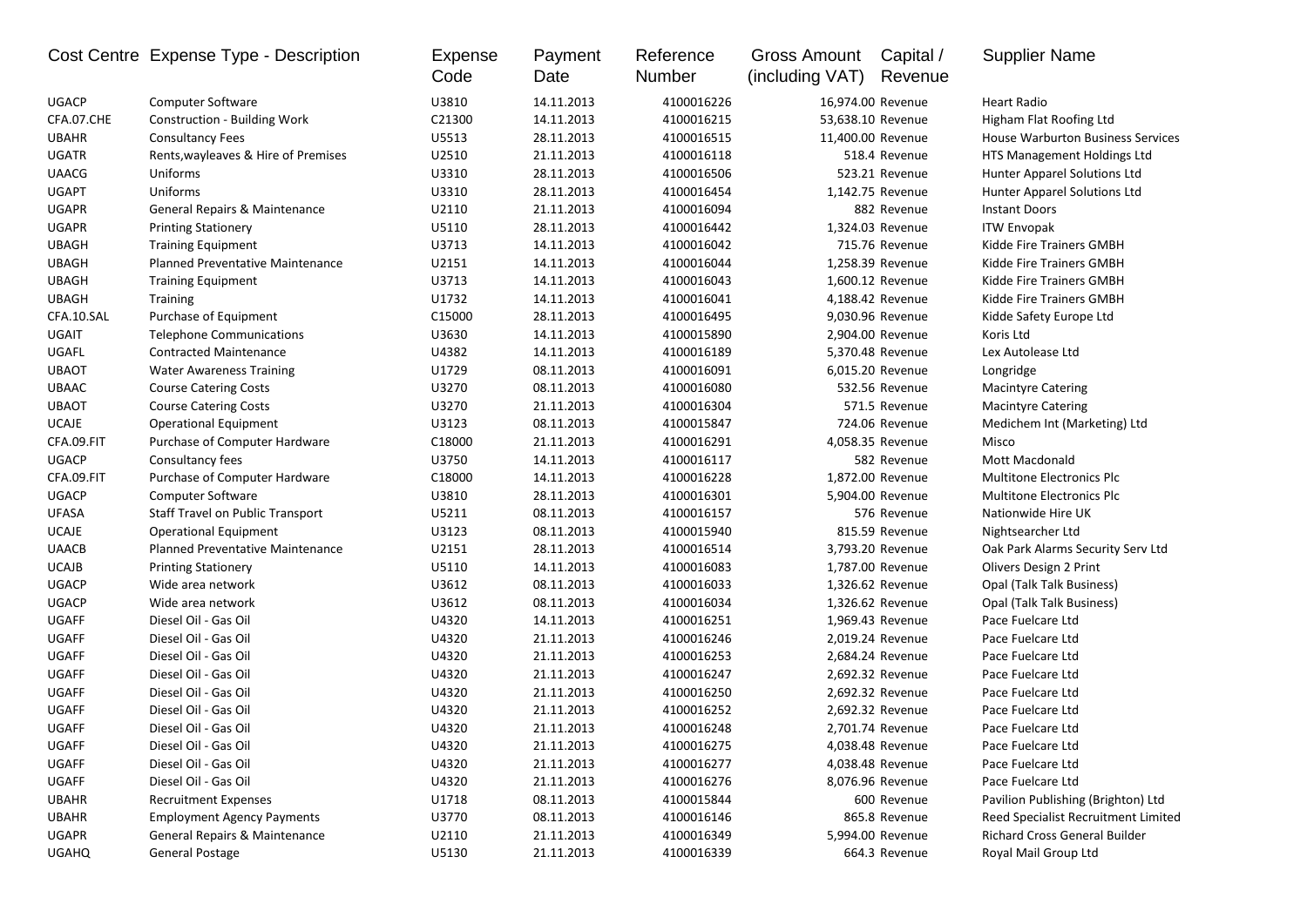| Cost Centre | Expense Type - Description | Expense Code | Payment Date | Reference Number | Gross Amount (including VAT) | Capital / Revenue | Supplier Name |
|---|---|---|---|---|---|---|---|
| UGACP | Computer Software | U3810 | 14.11.2013 | 4100016226 | 16,974.00 | Revenue | Heart Radio |
| CFA.07.CHE | Construction - Building Work | C21300 | 14.11.2013 | 4100016215 | 53,638.10 | Revenue | Higham Flat Roofing Ltd |
| UBAHR | Consultancy Fees | U5513 | 28.11.2013 | 4100016515 | 11,400.00 | Revenue | House Warburton Business Services |
| UGATR | Rents,wayleaves & Hire of Premises | U2510 | 21.11.2013 | 4100016118 | 518.4 | Revenue | HTS Management Holdings Ltd |
| UAACG | Uniforms | U3310 | 28.11.2013 | 4100016506 | 523.21 | Revenue | Hunter Apparel Solutions Ltd |
| UGAPT | Uniforms | U3310 | 28.11.2013 | 4100016454 | 1,142.75 | Revenue | Hunter Apparel Solutions Ltd |
| UGAPR | General Repairs & Maintenance | U2110 | 21.11.2013 | 4100016094 | 882 | Revenue | Instant Doors |
| UGAPR | Printing Stationery | U5110 | 28.11.2013 | 4100016442 | 1,324.03 | Revenue | ITW Envopak |
| UBAGH | Training Equipment | U3713 | 14.11.2013 | 4100016042 | 715.76 | Revenue | Kidde Fire Trainers GMBH |
| UBAGH | Planned Preventative Maintenance | U2151 | 14.11.2013 | 4100016044 | 1,258.39 | Revenue | Kidde Fire Trainers GMBH |
| UBAGH | Training Equipment | U3713 | 14.11.2013 | 4100016043 | 1,600.12 | Revenue | Kidde Fire Trainers GMBH |
| UBAGH | Training | U1732 | 14.11.2013 | 4100016041 | 4,188.42 | Revenue | Kidde Fire Trainers GMBH |
| CFA.10.SAL | Purchase of Equipment | C15000 | 28.11.2013 | 4100016495 | 9,030.96 | Revenue | Kidde Safety Europe Ltd |
| UGAIT | Telephone Communications | U3630 | 14.11.2013 | 4100015890 | 2,904.00 | Revenue | Koris Ltd |
| UGAFL | Contracted Maintenance | U4382 | 14.11.2013 | 4100016189 | 5,370.48 | Revenue | Lex Autolease Ltd |
| UBAOT | Water Awareness Training | U1729 | 08.11.2013 | 4100016091 | 6,015.20 | Revenue | Longridge |
| UBAAC | Course Catering Costs | U3270 | 08.11.2013 | 4100016080 | 532.56 | Revenue | Macintyre Catering |
| UBAOT | Course Catering Costs | U3270 | 21.11.2013 | 4100016304 | 571.5 | Revenue | Macintyre Catering |
| UCAJE | Operational Equipment | U3123 | 08.11.2013 | 4100015847 | 724.06 | Revenue | Medichem Int (Marketing) Ltd |
| CFA.09.FIT | Purchase of Computer Hardware | C18000 | 21.11.2013 | 4100016291 | 4,058.35 | Revenue | Misco |
| UGACP | Consultancy fees | U3750 | 14.11.2013 | 4100016117 | 582 | Revenue | Mott Macdonald |
| CFA.09.FIT | Purchase of Computer Hardware | C18000 | 14.11.2013 | 4100016228 | 1,872.00 | Revenue | Multitone Electronics Plc |
| UGACP | Computer Software | U3810 | 28.11.2013 | 4100016301 | 5,904.00 | Revenue | Multitone Electronics Plc |
| UFASA | Staff Travel on Public Transport | U5211 | 08.11.2013 | 4100016157 | 576 | Revenue | Nationwide Hire UK |
| UCAJE | Operational Equipment | U3123 | 08.11.2013 | 4100015940 | 815.59 | Revenue | Nightsearcher Ltd |
| UAACB | Planned Preventative Maintenance | U2151 | 28.11.2013 | 4100016514 | 3,793.20 | Revenue | Oak Park Alarms Security Serv Ltd |
| UCAJB | Printing Stationery | U5110 | 14.11.2013 | 4100016083 | 1,787.00 | Revenue | Olivers Design 2 Print |
| UGACP | Wide area network | U3612 | 08.11.2013 | 4100016033 | 1,326.62 | Revenue | Opal (Talk Talk Business) |
| UGACP | Wide area network | U3612 | 08.11.2013 | 4100016034 | 1,326.62 | Revenue | Opal (Talk Talk Business) |
| UGAFF | Diesel Oil - Gas Oil | U4320 | 14.11.2013 | 4100016251 | 1,969.43 | Revenue | Pace Fuelcare Ltd |
| UGAFF | Diesel Oil - Gas Oil | U4320 | 21.11.2013 | 4100016246 | 2,019.24 | Revenue | Pace Fuelcare Ltd |
| UGAFF | Diesel Oil - Gas Oil | U4320 | 21.11.2013 | 4100016253 | 2,684.24 | Revenue | Pace Fuelcare Ltd |
| UGAFF | Diesel Oil - Gas Oil | U4320 | 21.11.2013 | 4100016247 | 2,692.32 | Revenue | Pace Fuelcare Ltd |
| UGAFF | Diesel Oil - Gas Oil | U4320 | 21.11.2013 | 4100016250 | 2,692.32 | Revenue | Pace Fuelcare Ltd |
| UGAFF | Diesel Oil - Gas Oil | U4320 | 21.11.2013 | 4100016252 | 2,692.32 | Revenue | Pace Fuelcare Ltd |
| UGAFF | Diesel Oil - Gas Oil | U4320 | 21.11.2013 | 4100016248 | 2,701.74 | Revenue | Pace Fuelcare Ltd |
| UGAFF | Diesel Oil - Gas Oil | U4320 | 21.11.2013 | 4100016275 | 4,038.48 | Revenue | Pace Fuelcare Ltd |
| UGAFF | Diesel Oil - Gas Oil | U4320 | 21.11.2013 | 4100016277 | 4,038.48 | Revenue | Pace Fuelcare Ltd |
| UGAFF | Diesel Oil - Gas Oil | U4320 | 21.11.2013 | 4100016276 | 8,076.96 | Revenue | Pace Fuelcare Ltd |
| UBAHR | Recruitment Expenses | U1718 | 08.11.2013 | 4100015844 | 600 | Revenue | Pavilion Publishing (Brighton) Ltd |
| UBAHR | Employment Agency Payments | U3770 | 08.11.2013 | 4100016146 | 865.8 | Revenue | Reed Specialist Recruitment Limited |
| UGAPR | General Repairs & Maintenance | U2110 | 21.11.2013 | 4100016349 | 5,994.00 | Revenue | Richard Cross General Builder |
| UGAHQ | General Postage | U5130 | 21.11.2013 | 4100016339 | 664.3 | Revenue | Royal Mail Group Ltd |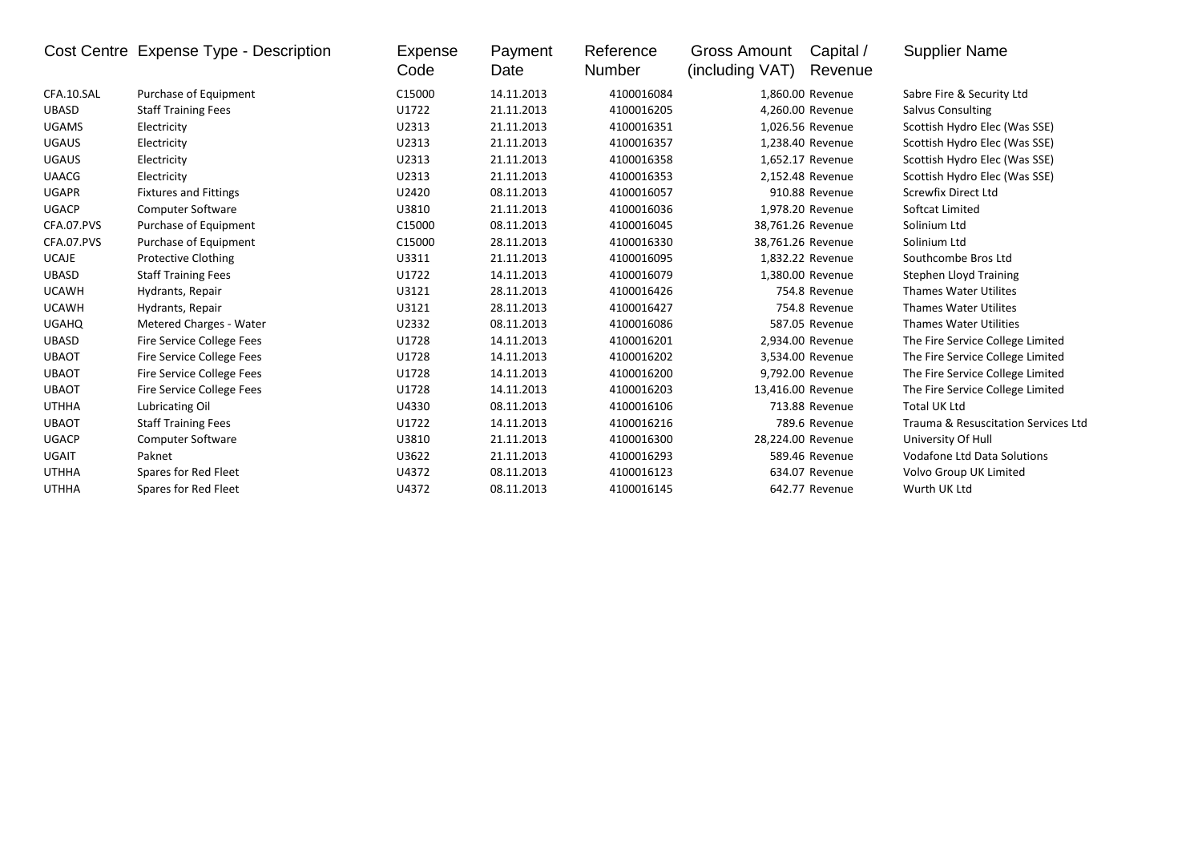| Cost Centre | Expense Type - Description | Expense Code | Payment Date | Reference Number | Gross Amount (including VAT) | Capital / Revenue | Supplier Name |
|---|---|---|---|---|---|---|---|
| CFA.10.SAL | Purchase of Equipment | C15000 | 14.11.2013 | 4100016084 | 1,860.00 | Revenue | Sabre Fire & Security Ltd |
| UBASD | Staff Training Fees | U1722 | 21.11.2013 | 4100016205 | 4,260.00 | Revenue | Salvus Consulting |
| UGAMS | Electricity | U2313 | 21.11.2013 | 4100016351 | 1,026.56 | Revenue | Scottish Hydro Elec (Was SSE) |
| UGAUS | Electricity | U2313 | 21.11.2013 | 4100016357 | 1,238.40 | Revenue | Scottish Hydro Elec (Was SSE) |
| UGAUS | Electricity | U2313 | 21.11.2013 | 4100016358 | 1,652.17 | Revenue | Scottish Hydro Elec (Was SSE) |
| UAACG | Electricity | U2313 | 21.11.2013 | 4100016353 | 2,152.48 | Revenue | Scottish Hydro Elec (Was SSE) |
| UGAPR | Fixtures and Fittings | U2420 | 08.11.2013 | 4100016057 | 910.88 | Revenue | Screwfix Direct Ltd |
| UGACP | Computer Software | U3810 | 21.11.2013 | 4100016036 | 1,978.20 | Revenue | Softcat Limited |
| CFA.07.PVS | Purchase of Equipment | C15000 | 08.11.2013 | 4100016045 | 38,761.26 | Revenue | Solinium Ltd |
| CFA.07.PVS | Purchase of Equipment | C15000 | 28.11.2013 | 4100016330 | 38,761.26 | Revenue | Solinium Ltd |
| UCAJE | Protective Clothing | U3311 | 21.11.2013 | 4100016095 | 1,832.22 | Revenue | Southcombe Bros Ltd |
| UBASD | Staff Training Fees | U1722 | 14.11.2013 | 4100016079 | 1,380.00 | Revenue | Stephen Lloyd Training |
| UCAWH | Hydrants, Repair | U3121 | 28.11.2013 | 4100016426 | 754.8 | Revenue | Thames Water Utilites |
| UCAWH | Hydrants, Repair | U3121 | 28.11.2013 | 4100016427 | 754.8 | Revenue | Thames Water Utilites |
| UGAHQ | Metered Charges - Water | U2332 | 08.11.2013 | 4100016086 | 587.05 | Revenue | Thames Water Utilities |
| UBASD | Fire Service College Fees | U1728 | 14.11.2013 | 4100016201 | 2,934.00 | Revenue | The Fire Service College Limited |
| UBAOT | Fire Service College Fees | U1728 | 14.11.2013 | 4100016202 | 3,534.00 | Revenue | The Fire Service College Limited |
| UBAOT | Fire Service College Fees | U1728 | 14.11.2013 | 4100016200 | 9,792.00 | Revenue | The Fire Service College Limited |
| UBAOT | Fire Service College Fees | U1728 | 14.11.2013 | 4100016203 | 13,416.00 | Revenue | The Fire Service College Limited |
| UTHHA | Lubricating Oil | U4330 | 08.11.2013 | 4100016106 | 713.88 | Revenue | Total UK Ltd |
| UBAOT | Staff Training Fees | U1722 | 14.11.2013 | 4100016216 | 789.6 | Revenue | Trauma & Resuscitation Services Ltd |
| UGACP | Computer Software | U3810 | 21.11.2013 | 4100016300 | 28,224.00 | Revenue | University Of Hull |
| UGAIT | Paknet | U3622 | 21.11.2013 | 4100016293 | 589.46 | Revenue | Vodafone Ltd Data Solutions |
| UTHHA | Spares for Red Fleet | U4372 | 08.11.2013 | 4100016123 | 634.07 | Revenue | Volvo Group UK Limited |
| UTHHA | Spares for Red Fleet | U4372 | 08.11.2013 | 4100016145 | 642.77 | Revenue | Wurth UK Ltd |